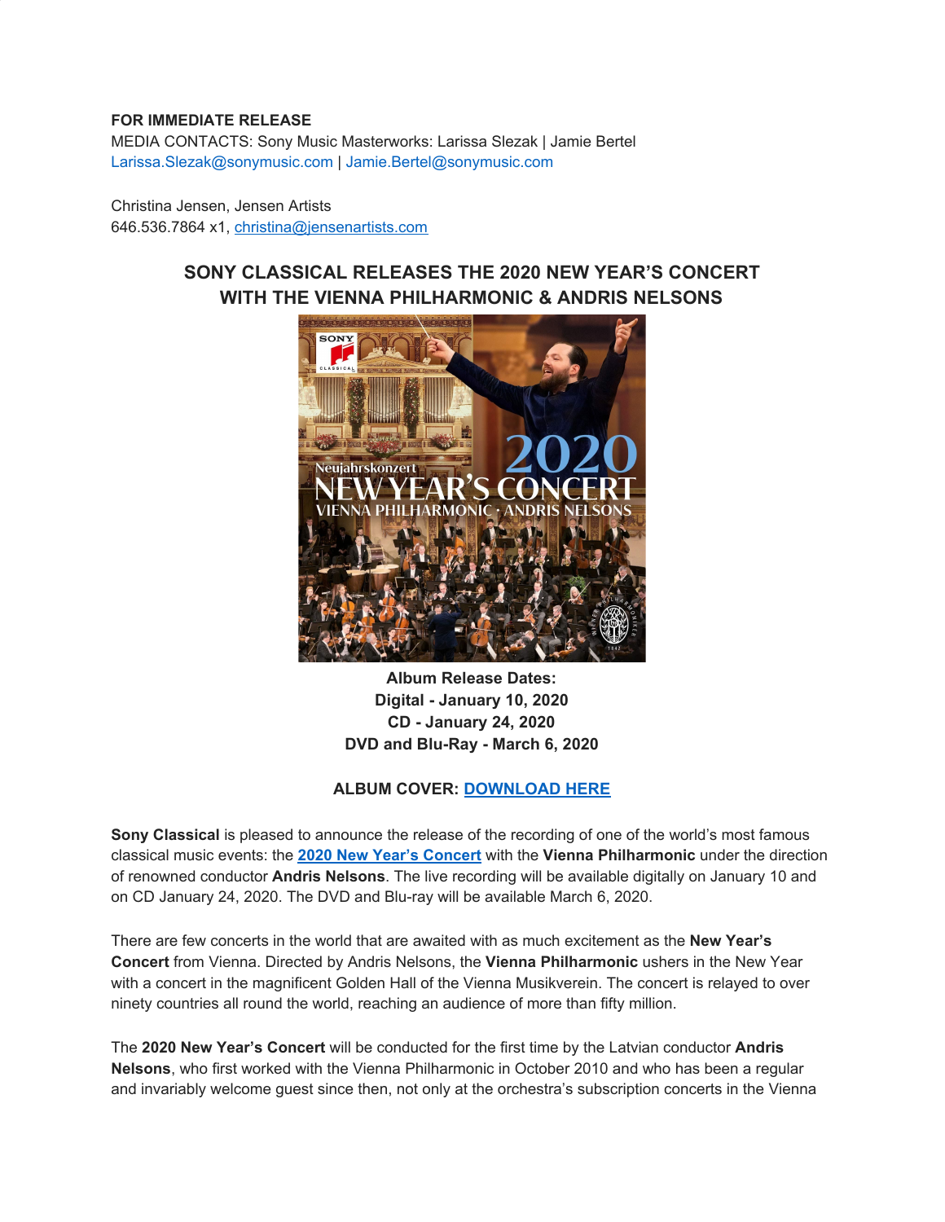**FOR IMMEDIATE RELEASE**
MEDIA CONTACTS: Sony Music Masterworks: Larissa Slezak | Jamie Bertel
Larissa.Slezak@sonymusic.com | Jamie.Bertel@sonymusic.com

Christina Jensen, Jensen Artists
646.536.7864 x1, christina@jensenartists.com

# SONY CLASSICAL RELEASES THE 2020 NEW YEAR'S CONCERT WITH THE VIENNA PHILHARMONIC & ANDRIS NELSONS

**Album Release Dates:**
**Digital - January 10, 2020**
**CD - January 24, 2020**
**DVD and Blu-Ray - March 6, 2020**

**ALBUM COVER: [DOWNLOAD HERE]()**

**Sony Classical** is pleased to announce the release of the recording of one of the world's most famous classical music events: the **[2020 New Year's Concert]()** with the **Vienna Philharmonic** under the direction of renowned conductor **Andris Nelsons**. The live recording will be available digitally on January 10 and on CD January 24, 2020. The DVD and Blu-ray will be available March 6, 2020.

There are few concerts in the world that are awaited with as much excitement as the **New Year's Concert** from Vienna. Directed by Andris Nelsons, the **Vienna Philharmonic** ushers in the New Year with a concert in the magnificent Golden Hall of the Vienna Musikverein. The concert is relayed to over ninety countries all round the world, reaching an audience of more than fifty million.

The **2020 New Year's Concert** will be conducted for the first time by the Latvian conductor **Andris Nelsons**, who first worked with the Vienna Philharmonic in October 2010 and who has been a regular and invariably welcome guest since then, not only at the orchestra's subscription concerts in the Vienna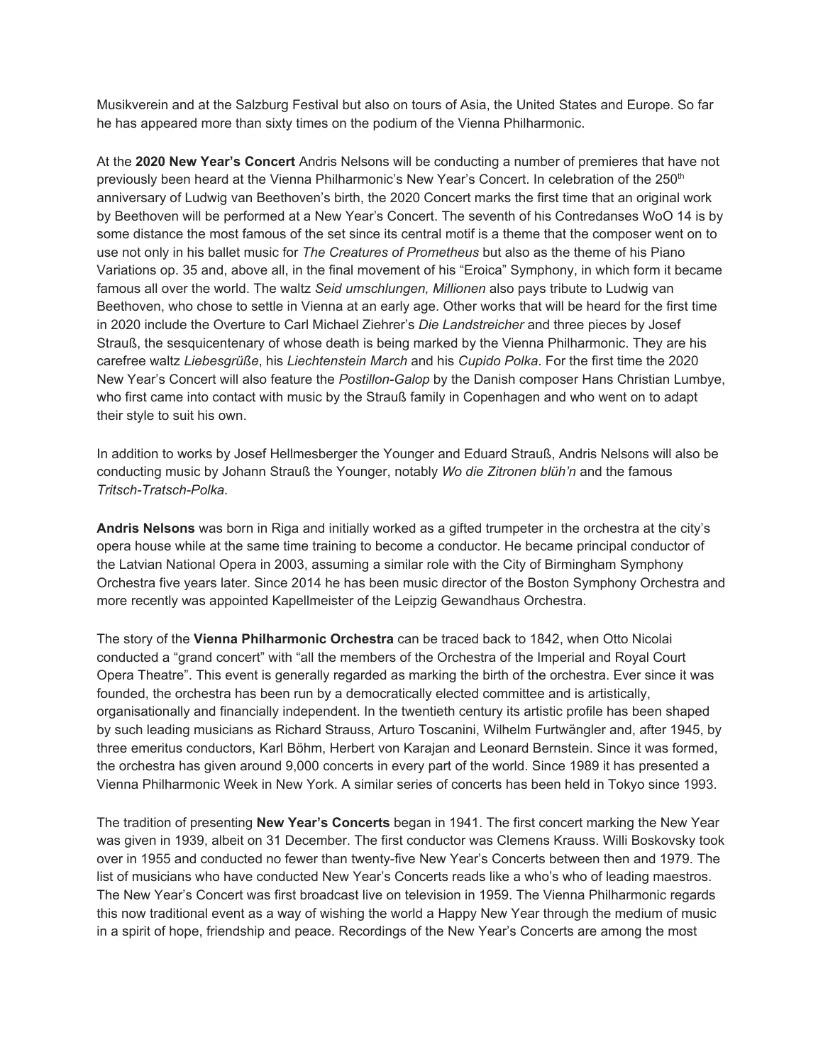Musikverein and at the Salzburg Festival but also on tours of Asia, the United States and Europe. So far he has appeared more than sixty times on the podium of the Vienna Philharmonic.

At the **2020 New Year's Concert** Andris Nelsons will be conducting a number of premieres that have not previously been heard at the Vienna Philharmonic's New Year's Concert. In celebration of the 250th anniversary of Ludwig van Beethoven's birth, the 2020 Concert marks the first time that an original work by Beethoven will be performed at a New Year's Concert. The seventh of his Contredanses WoO 14 is by some distance the most famous of the set since its central motif is a theme that the composer went on to use not only in his ballet music for *The Creatures of Prometheus* but also as the theme of his Piano Variations op. 35 and, above all, in the final movement of his "Eroica" Symphony, in which form it became famous all over the world. The waltz *Seid umschlungen, Millionen* also pays tribute to Ludwig van Beethoven, who chose to settle in Vienna at an early age. Other works that will be heard for the first time in 2020 include the Overture to Carl Michael Ziehrer's *Die Landstreicher* and three pieces by Josef Strauß, the sesquicentenary of whose death is being marked by the Vienna Philharmonic. They are his carefree waltz *Liebesgrüße*, his *Liechtenstein March* and his *Cupido Polka*. For the first time the 2020 New Year's Concert will also feature the *Postillon-Galop* by the Danish composer Hans Christian Lumbye, who first came into contact with music by the Strauß family in Copenhagen and who went on to adapt their style to suit his own.

In addition to works by Josef Hellmesberger the Younger and Eduard Strauß, Andris Nelsons will also be conducting music by Johann Strauß the Younger, notably *Wo die Zitronen blüh'n* and the famous *Tritsch-Tratsch-Polka*.

**Andris Nelsons** was born in Riga and initially worked as a gifted trumpeter in the orchestra at the city's opera house while at the same time training to become a conductor. He became principal conductor of the Latvian National Opera in 2003, assuming a similar role with the City of Birmingham Symphony Orchestra five years later. Since 2014 he has been music director of the Boston Symphony Orchestra and more recently was appointed Kapellmeister of the Leipzig Gewandhaus Orchestra.

The story of the **Vienna Philharmonic Orchestra** can be traced back to 1842, when Otto Nicolai conducted a "grand concert" with "all the members of the Orchestra of the Imperial and Royal Court Opera Theatre". This event is generally regarded as marking the birth of the orchestra. Ever since it was founded, the orchestra has been run by a democratically elected committee and is artistically, organisationally and financially independent. In the twentieth century its artistic profile has been shaped by such leading musicians as Richard Strauss, Arturo Toscanini, Wilhelm Furtwängler and, after 1945, by three emeritus conductors, Karl Böhm, Herbert von Karajan and Leonard Bernstein. Since it was formed, the orchestra has given around 9,000 concerts in every part of the world. Since 1989 it has presented a Vienna Philharmonic Week in New York. A similar series of concerts has been held in Tokyo since 1993.

The tradition of presenting **New Year's Concerts** began in 1941. The first concert marking the New Year was given in 1939, albeit on 31 December. The first conductor was Clemens Krauss. Willi Boskovsky took over in 1955 and conducted no fewer than twenty-five New Year's Concerts between then and 1979. The list of musicians who have conducted New Year's Concerts reads like a who's who of leading maestros. The New Year's Concert was first broadcast live on television in 1959. The Vienna Philharmonic regards this now traditional event as a way of wishing the world a Happy New Year through the medium of music in a spirit of hope, friendship and peace. Recordings of the New Year's Concerts are among the most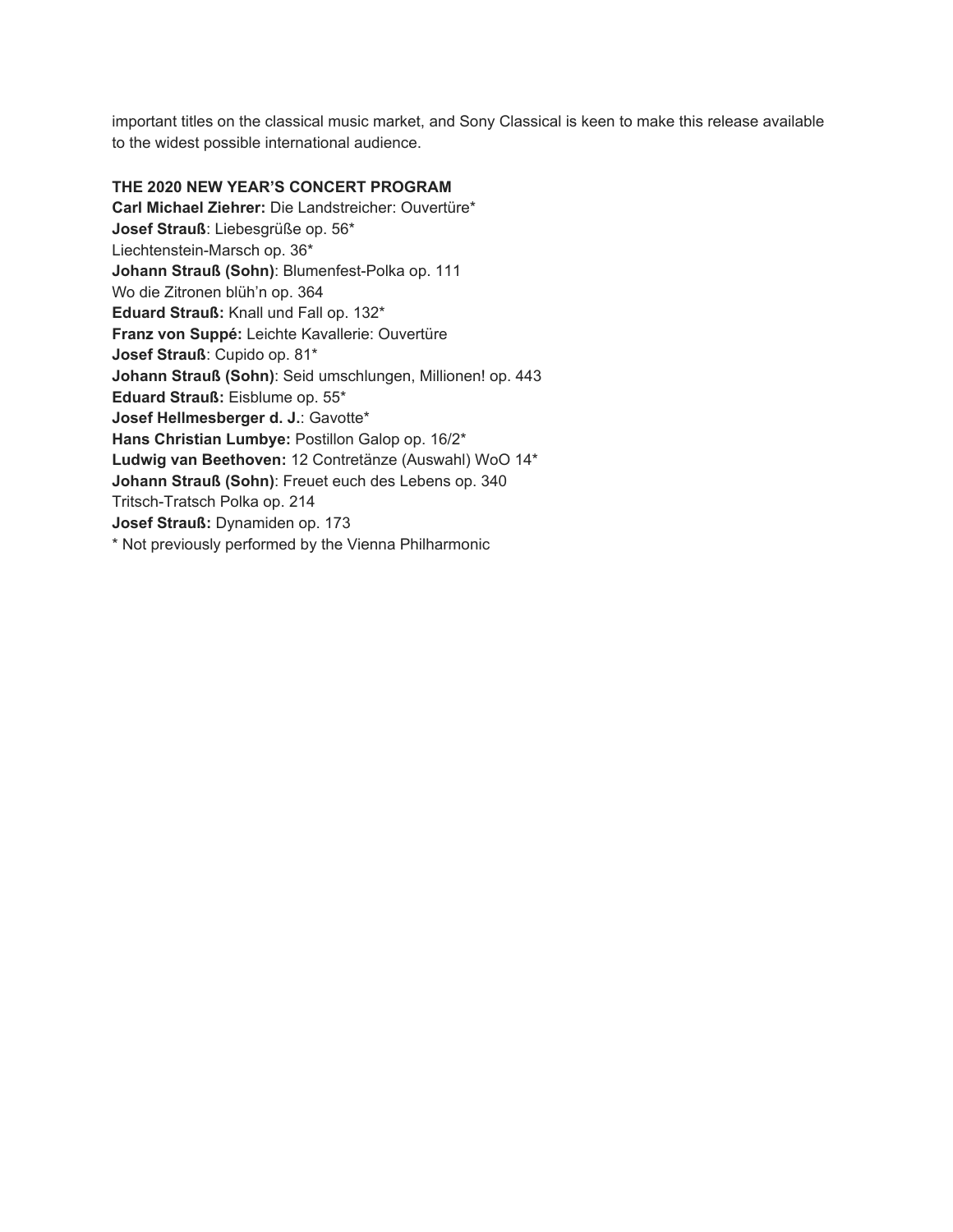important titles on the classical music market, and Sony Classical is keen to make this release available to the widest possible international audience.

**THE 2020 NEW YEAR'S CONCERT PROGRAM**

**Carl Michael Ziehrer:** Die Landstreicher: Ouvertüre*
**Josef Strauß**: Liebesgrüße op. 56*
Liechtenstein-Marsch op. 36*
**Johann Strauß (Sohn)**: Blumenfest-Polka op. 111
Wo die Zitronen blüh'n op. 364
**Eduard Strauß:** Knall und Fall op. 132*
**Franz von Suppé:** Leichte Kavallerie: Ouvertüre
**Josef Strauß**: Cupido op. 81*
**Johann Strauß (Sohn)**: Seid umschlungen, Millionen! op. 443
**Eduard Strauß:** Eisblume op. 55*
**Josef Hellmesberger d. J.**: Gavotte*
**Hans Christian Lumbye:** Postillon Galop op. 16/2*
**Ludwig van Beethoven:** 12 Contretänze (Auswahl) WoO 14*
**Johann Strauß (Sohn)**: Freuet euch des Lebens op. 340
Tritsch-Tratsch Polka op. 214
**Josef Strauß:** Dynamiden op. 173
* Not previously performed by the Vienna Philharmonic